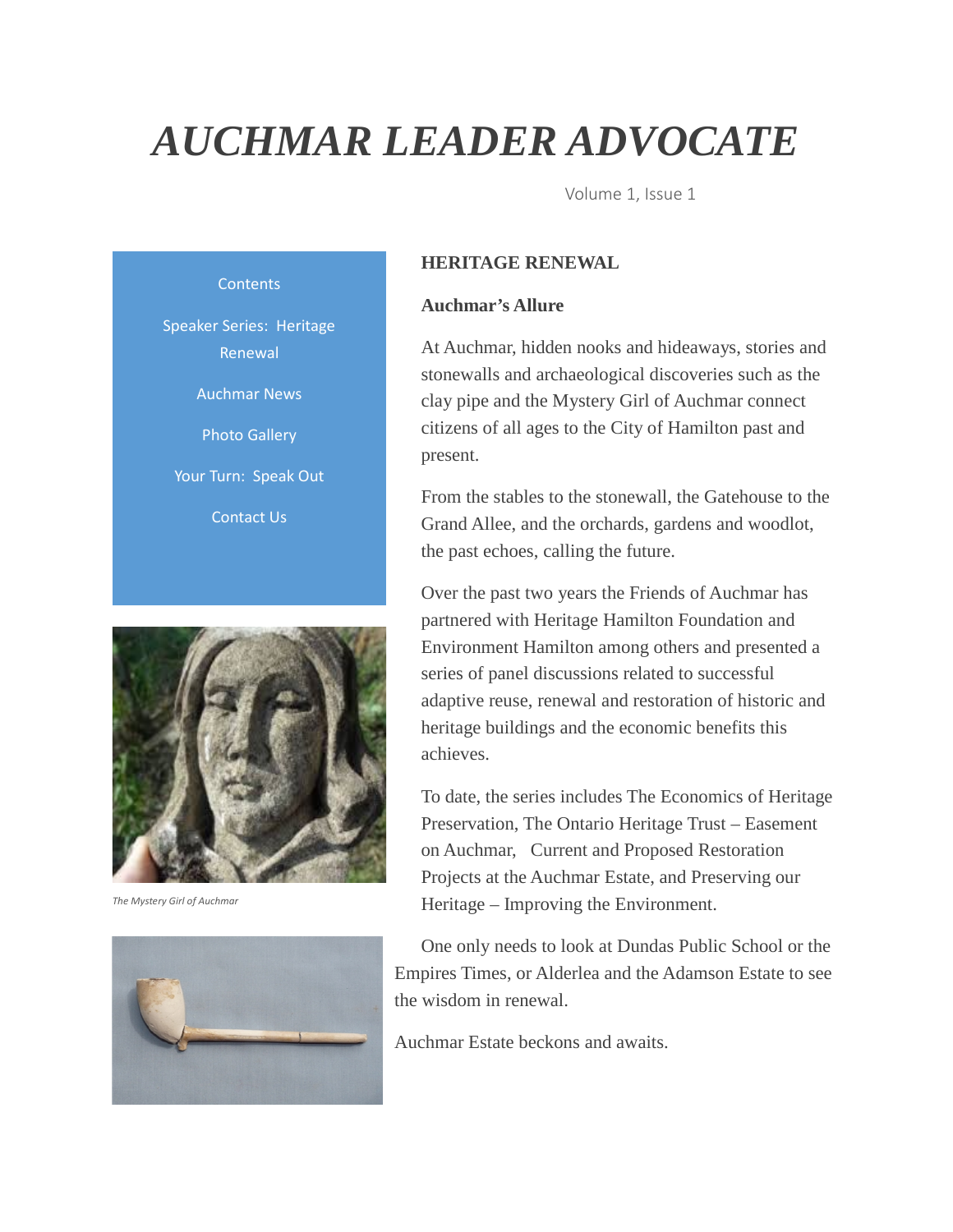# *AUCHMAR LEADER ADVOCATE*

Volume 1, Issue 1

Contents

Speaker Series: Heritage Renewal

Auchmar News

Photo Gallery

Your Turn: Speak Out

Contact Us

*The Mystery Girl of Auchmar*

## HERITAGE RENEWAL

### Auchmar's Allure

At Auchmar, hidden nooks and hideaways, stories and stonewalls and archaeological discoveries such as the clay pipe and the Mystery Girl of Auchmar connect citizens of all ages to the City of Hamilton past and present.

From the stables to the stonewall, the Gatehouse to the Grand Allee, and the orchards, gardens and woodlot, the past echoes, calling the future.

Over the past two years the Friends of Auchmar has partnered with Heritage Hamilton Foundation and Environment Hamilton among others and presented a series of panel discussions related to successful adaptive reuse, renewal and restoration of historic and heritage buildings and the economic benefits this achieves.

To date, the series includes The Economics of Heritage Preservation, The Ontario Heritage Trust – Easement on Auchmar, Current and Proposed Restoration Projects at the Auchmar Estate, and Preserving our Heritage – Improving the Environment.

One only needs to look at Dundas Public School or the Empires Times, or Alderlea and the Adamson Estate to see the wisdom in renewal.

Auchmar Estate beckons and awaits.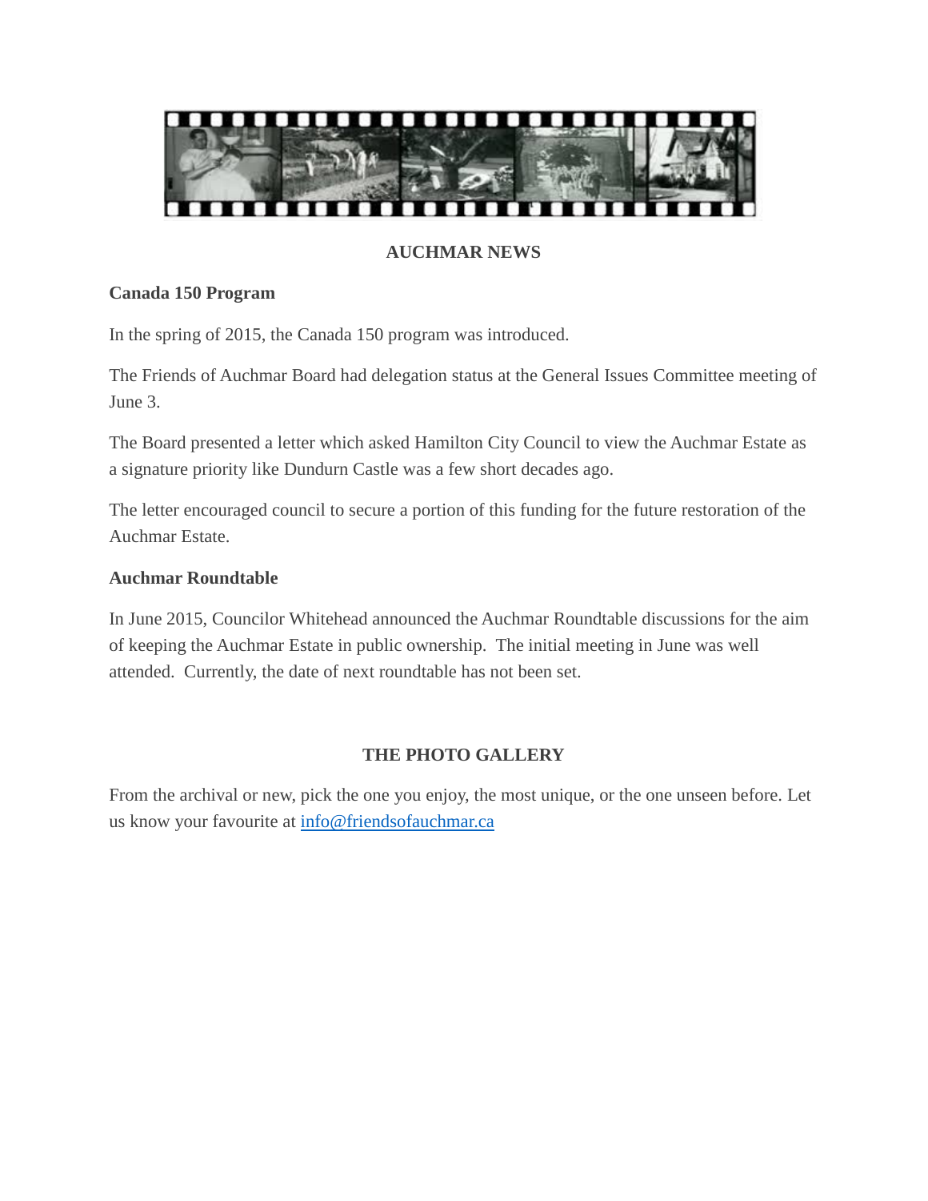## AUCHMAR NEWS

**Canada 150 Program**

In the spring of 2015, the Canada 150 program was introduced.

The Friends of Auchmar Board had delegation status at the General Issues Committee meeting of June 3.

The Board presented a letter which asked Hamilton City Council to view the Auchmar Estate as a signature priority like Dundurn Castle was a few short decades ago.

The letter encouraged council to secure a portion of this funding for the future restoration of the Auchmar Estate.

**Auchmar Roundtable**

In June 2015, Councilor Whitehead announced the Auchmar Roundtable discussions for the aim of keeping the Auchmar Estate in public ownership. The initial meeting in June was well attended. Currently, the date of next roundtable has not been set.

## THE PHOTO GALLERY

From the archival or new, pick the one you enjoy, the most unique, or the one unseen before. Let us know your favourite at info@friendsofauchmar.ca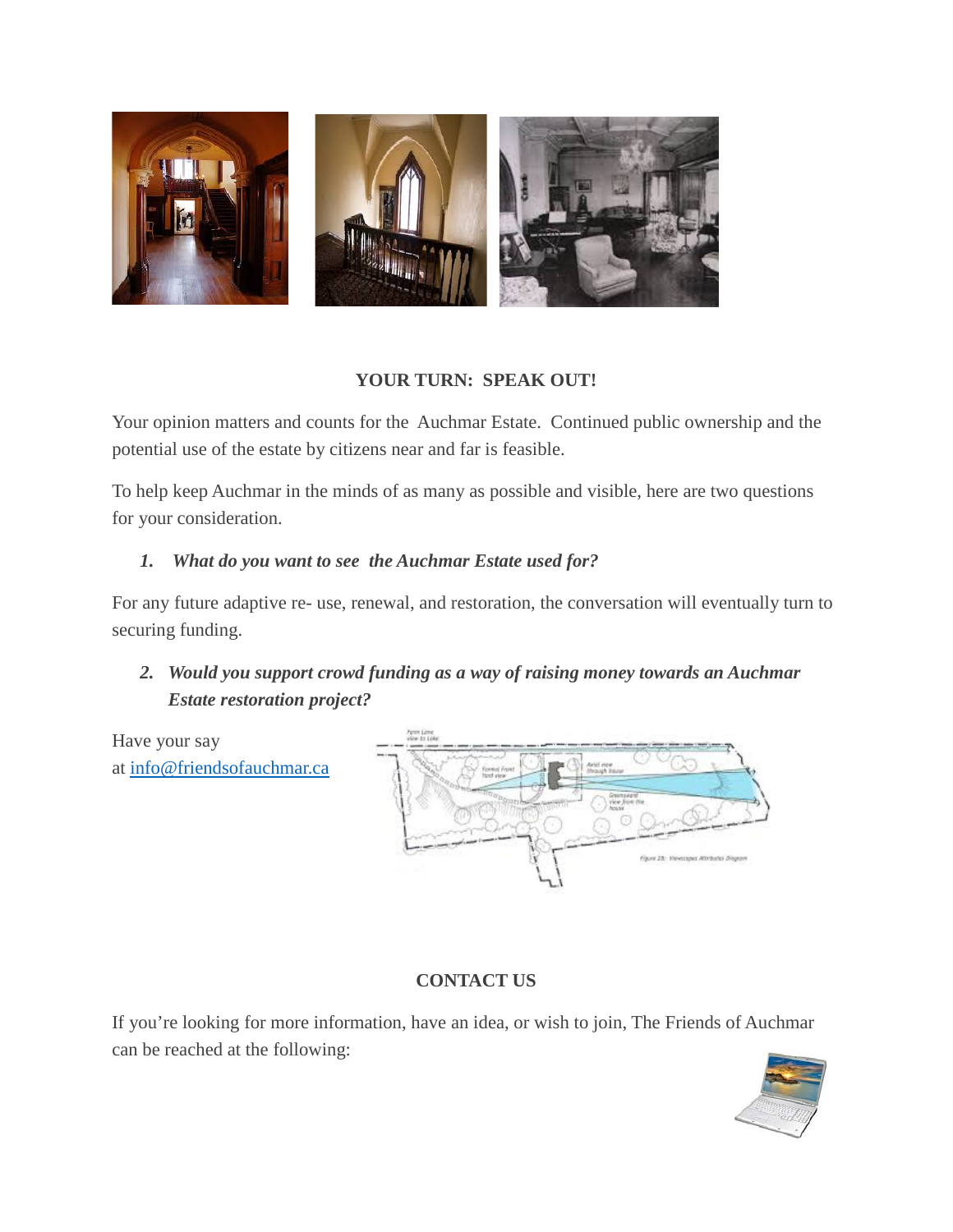**YOUR TURN: SPEAK OUT!**

Your opinion matters and counts for the Auchmar Estate. Continued public ownership and the potential use of the estate by citizens near and far is feasible.

To help keep Auchmar in the minds of as many as possible and visible, here are two questions for your consideration.

1. ***What do you want to see the Auchmar Estate used for?***

For any future adaptive re- use, renewal, and restoration, the conversation will eventually turn to securing funding.

2. ***Would you support crowd funding as a way of raising money towards an Auchmar Estate restoration project?***

Have your say at info@friendsofauchmar.ca

**CONTACT US**

If you're looking for more information, have an idea, or wish to join, The Friends of Auchmar can be reached at the following: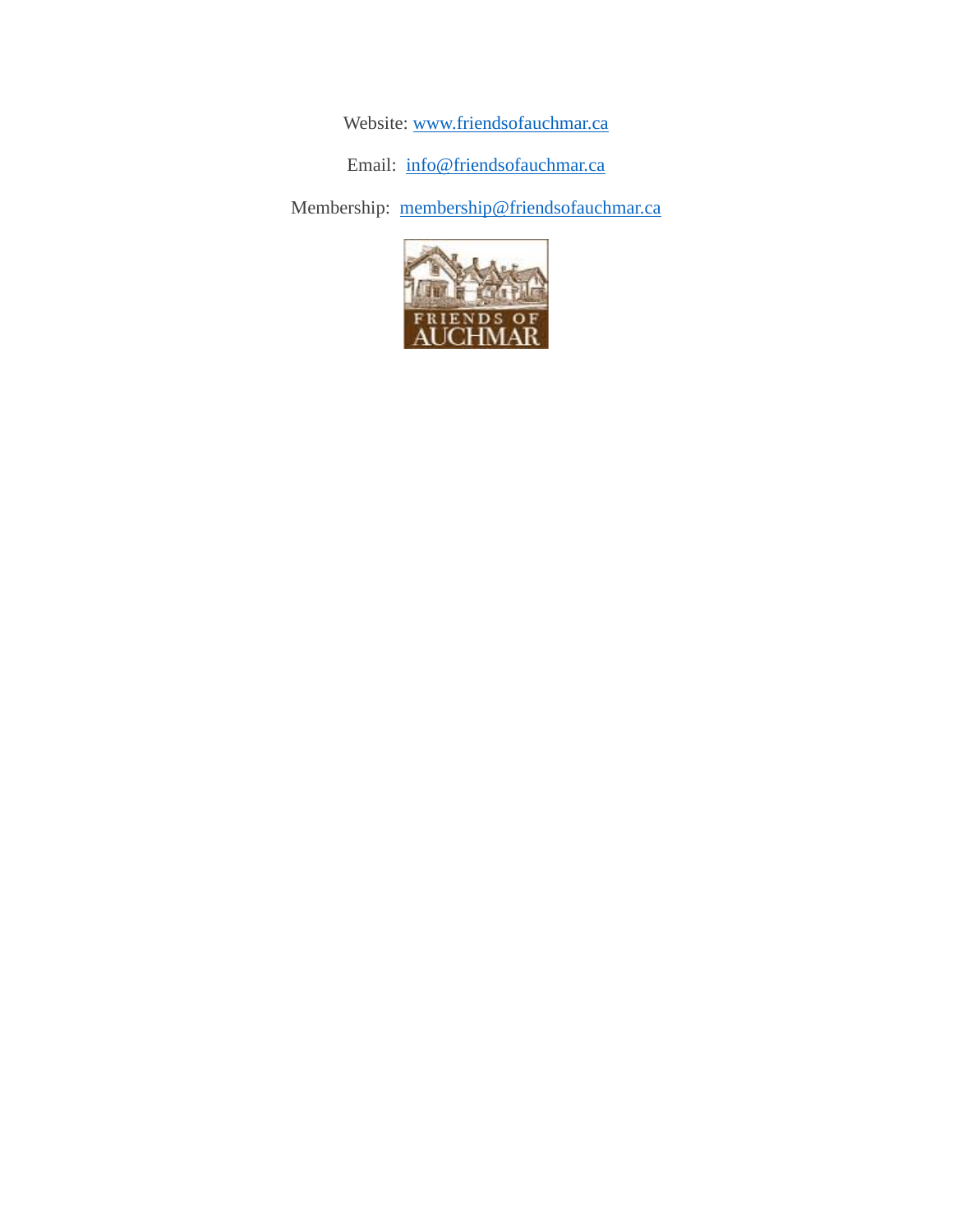Website: [www.friendsofauchmar.ca](http://www.friendsofauchmar.ca)

Email: [info@friendsofauchmar.ca](mailto:info@friendsofauchmar.ca)

Membership: [membership@friendsofauchmar.ca](mailto:membership@friendsofauchmar.ca)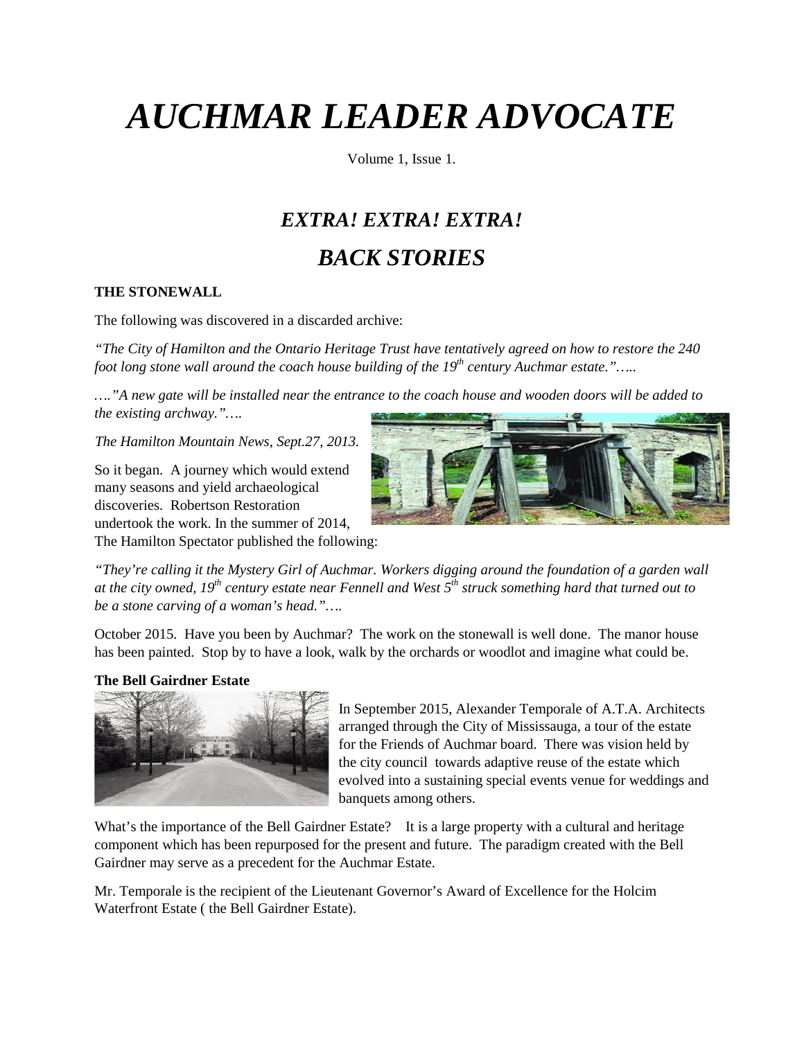# *AUCHMAR LEADER ADVOCATE*

Volume 1, Issue 1.

## *EXTRA! EXTRA! EXTRA!*

## *BACK STORIES*

**THE STONEWALL**

The following was discovered in a discarded archive:

*"The City of Hamilton and the Ontario Heritage Trust have tentatively agreed on how to restore the 240 foot long stone wall around the coach house building of the 19th century Auchmar estate."…..*

*…."A new gate will be installed near the entrance to the coach house and wooden doors will be added to the existing archway."….*

*The Hamilton Mountain News, Sept.27, 2013.*

So it began. A journey which would extend many seasons and yield archaeological discoveries. Robertson Restoration undertook the work. In the summer of 2014, The Hamilton Spectator published the following:

*"They're calling it the Mystery Girl of Auchmar. Workers digging around the foundation of a garden wall at the city owned, 19th century estate near Fennell and West 5th struck something hard that turned out to be a stone carving of a woman's head."….*

October 2015. Have you been by Auchmar? The work on the stonewall is well done. The manor house has been painted. Stop by to have a look, walk by the orchards or woodlot and imagine what could be.

**The Bell Gairdner Estate**

In September 2015, Alexander Temporale of A.T.A. Architects arranged through the City of Mississauga, a tour of the estate for the Friends of Auchmar board. There was vision held by the city council towards adaptive reuse of the estate which evolved into a sustaining special events venue for weddings and banquets among others.

What's the importance of the Bell Gairdner Estate? It is a large property with a cultural and heritage component which has been repurposed for the present and future. The paradigm created with the Bell Gairdner may serve as a precedent for the Auchmar Estate.

Mr. Temporale is the recipient of the Lieutenant Governor's Award of Excellence for the Holcim Waterfront Estate ( the Bell Gairdner Estate).